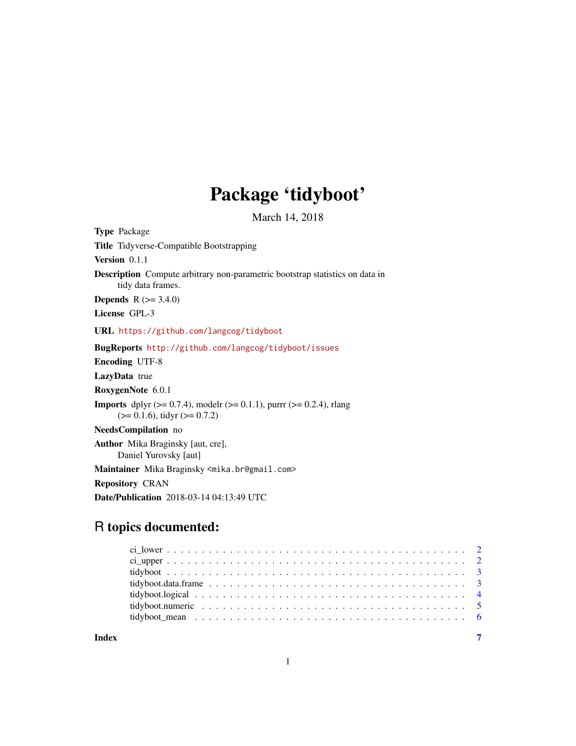# Package 'tidyboot'

March 14, 2018

**Type** Package

**Title** Tidyverse-Compatible Bootstrapping

**Version** 0.1.1

**Description** Compute arbitrary non-parametric bootstrap statistics on data in tidy data frames.

**Depends** R (>= 3.4.0)

**License** GPL-3

**URL** https://github.com/langcog/tidyboot

**BugReports** http://github.com/langcog/tidyboot/issues

**Encoding** UTF-8

**LazyData** true

**RoxygenNote** 6.0.1

**Imports** dplyr (>= 0.7.4), modelr (>= 0.1.1), purrr (>= 0.2.4), rlang (>= 0.1.6), tidyr (>= 0.7.2)

**NeedsCompilation** no

**Author** Mika Braginsky [aut, cre], Daniel Yurovsky [aut]

**Maintainer** Mika Braginsky <mika.br@gmail.com>

**Repository** CRAN

**Date/Publication** 2018-03-14 04:13:49 UTC

## R topics documented:

- ci_lower . . . . . . . . . . . . . . . . . . . . . . . . . . . . . . . . . . . . . . . . 2
- ci_upper . . . . . . . . . . . . . . . . . . . . . . . . . . . . . . . . . . . . . . . . 2
- tidyboot . . . . . . . . . . . . . . . . . . . . . . . . . . . . . . . . . . . . . . . . 3
- tidyboot.data.frame . . . . . . . . . . . . . . . . . . . . . . . . . . . . . . . . . . 3
- tidyboot.logical . . . . . . . . . . . . . . . . . . . . . . . . . . . . . . . . . . . . 4
- tidyboot.numeric . . . . . . . . . . . . . . . . . . . . . . . . . . . . . . . . . . . . 5
- tidyboot_mean . . . . . . . . . . . . . . . . . . . . . . . . . . . . . . . . . . . . . 6

**Index** 7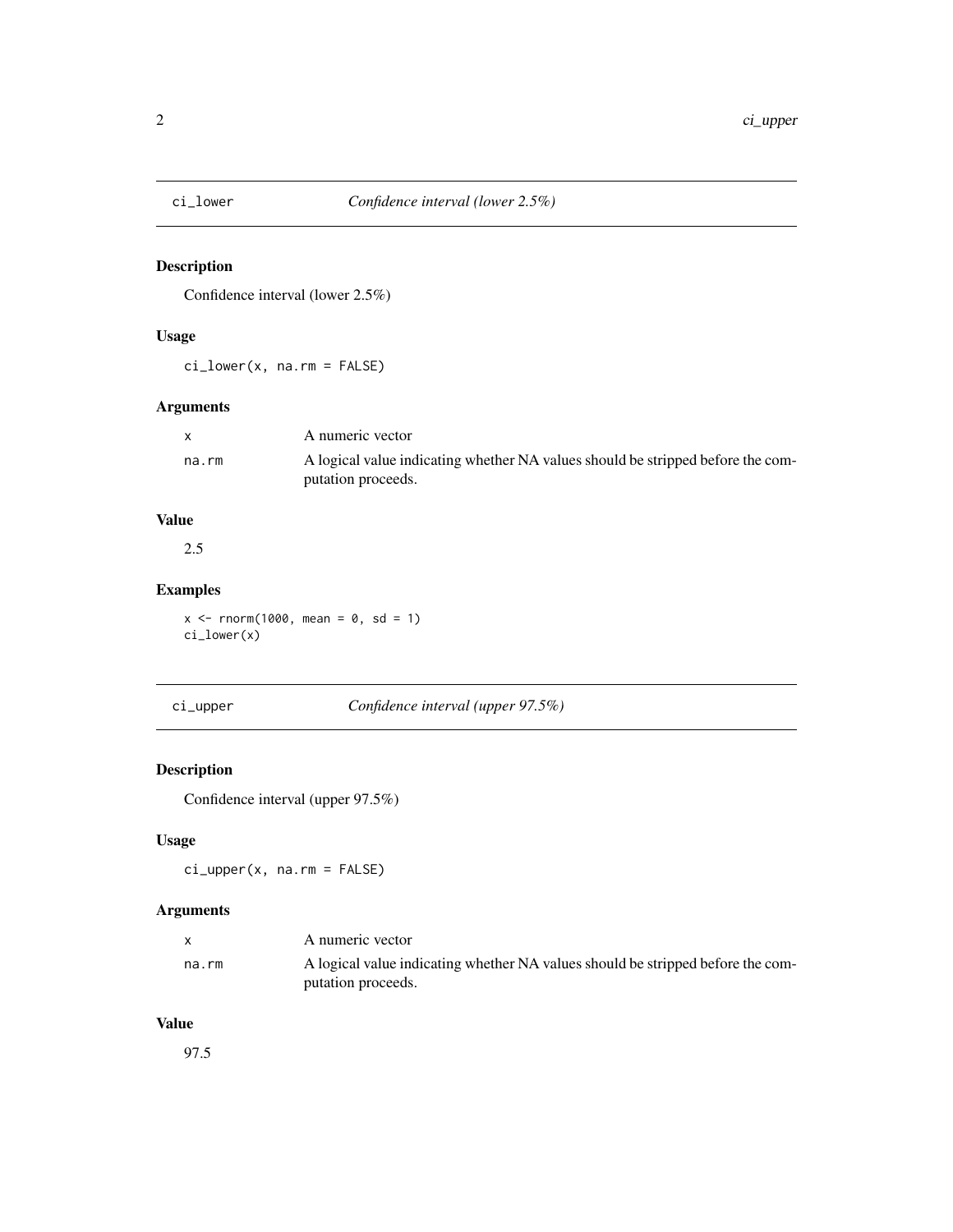## ci_lower *Confidence interval (lower 2.5%)*

### Description

Confidence interval (lower 2.5%)

### Usage

```
ci_lower(x, na.rm = FALSE)
```

### Arguments

| | |
|---|---|
| x | A numeric vector |
| na.rm | A logical value indicating whether NA values should be stripped before the computation proceeds. |

### Value

2.5

### Examples

```
x <- rnorm(1000, mean = 0, sd = 1)
ci_lower(x)
```

## ci_upper *Confidence interval (upper 97.5%)*

### Description

Confidence interval (upper 97.5%)

### Usage

```
ci_upper(x, na.rm = FALSE)
```

### Arguments

| | |
|---|---|
| x | A numeric vector |
| na.rm | A logical value indicating whether NA values should be stripped before the computation proceeds. |

### Value

97.5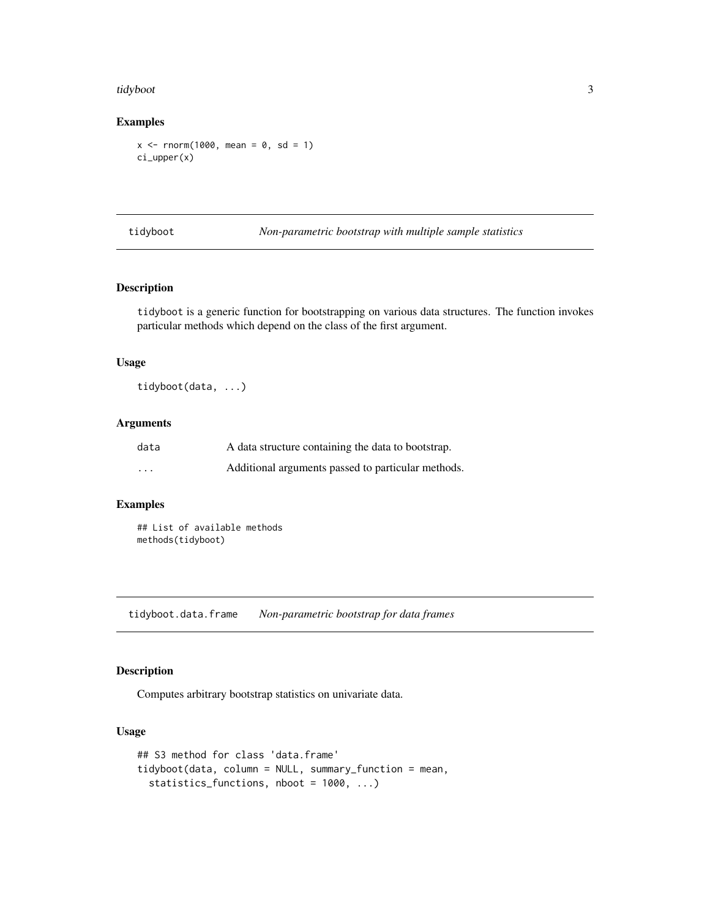### Examples

```
x <- rnorm(1000, mean = 0, sd = 1)
ci_upper(x)
```

## tidyboot — *Non-parametric bootstrap with multiple sample statistics*

### Description

tidyboot is a generic function for bootstrapping on various data structures. The function invokes particular methods which depend on the class of the first argument.

### Usage

```
tidyboot(data, ...)
```

### Arguments

| | |
|---|---|
| data | A data structure containing the data to bootstrap. |
| ... | Additional arguments passed to particular methods. |

### Examples

```
## List of available methods
methods(tidyboot)
```

## tidyboot.data.frame — *Non-parametric bootstrap for data frames*

### Description

Computes arbitrary bootstrap statistics on univariate data.

### Usage

```
## S3 method for class 'data.frame'
tidyboot(data, column = NULL, summary_function = mean,
  statistics_functions, nboot = 1000, ...)
```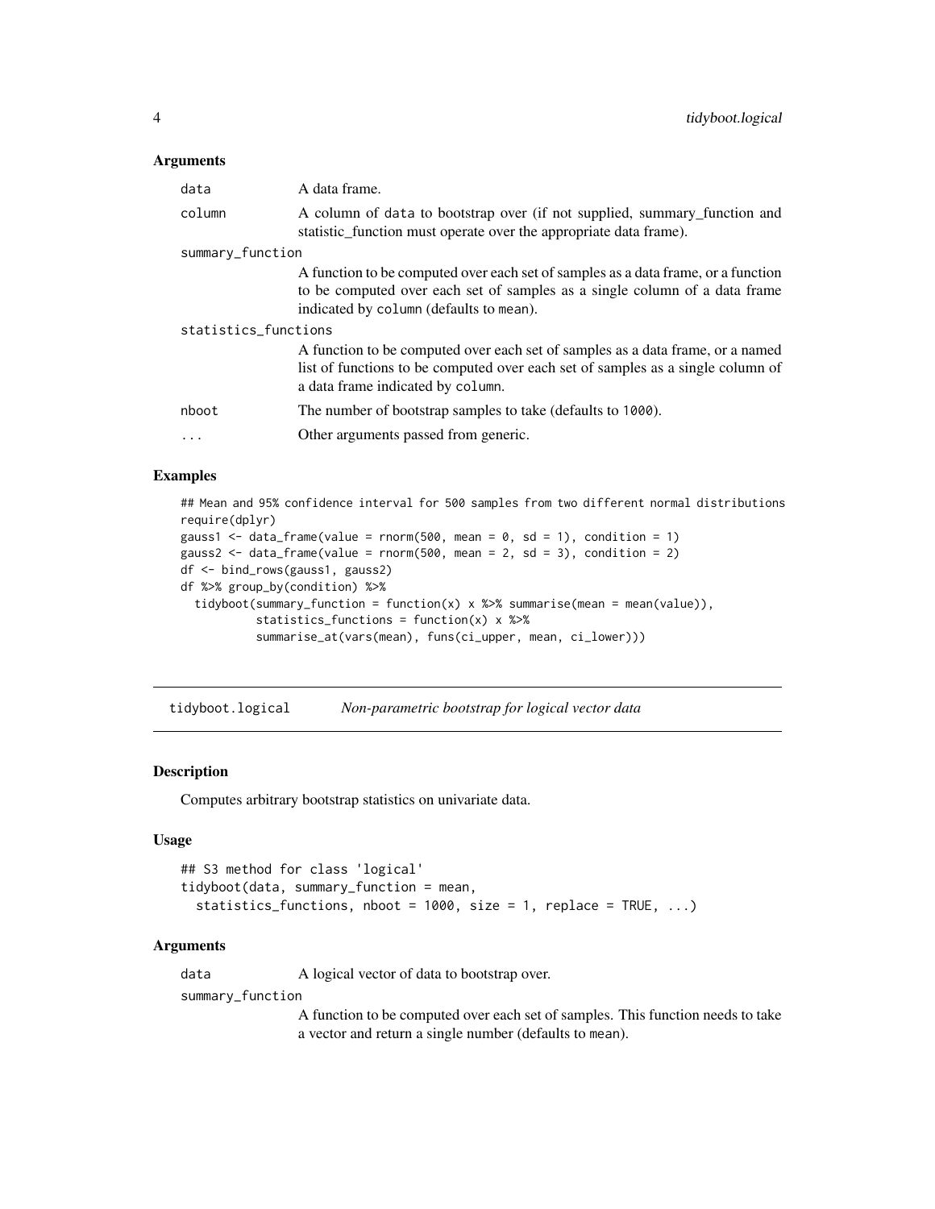### Arguments

- **data** — A data frame.
- **column** — A column of `data` to bootstrap over (if not supplied, summary_function and statistic_function must operate over the appropriate data frame).
- **summary_function** — A function to be computed over each set of samples as a data frame, or a function to be computed over each set of samples as a single column of a data frame indicated by `column` (defaults to `mean`).
- **statistics_functions** — A function to be computed over each set of samples as a data frame, or a named list of functions to be computed over each set of samples as a single column of a data frame indicated by `column`.
- **nboot** — The number of bootstrap samples to take (defaults to `1000`).
- **...** — Other arguments passed from generic.

### Examples

```
## Mean and 95% confidence interval for 500 samples from two different normal distributions
require(dplyr)
gauss1 <- data_frame(value = rnorm(500, mean = 0, sd = 1), condition = 1)
gauss2 <- data_frame(value = rnorm(500, mean = 2, sd = 3), condition = 2)
df <- bind_rows(gauss1, gauss2)
df %>% group_by(condition) %>%
  tidyboot(summary_function = function(x) x %>% summarise(mean = mean(value)),
           statistics_functions = function(x) x %>%
           summarise_at(vars(mean), funs(ci_upper, mean, ci_lower)))
```

## tidyboot.logical — *Non-parametric bootstrap for logical vector data*

### Description

Computes arbitrary bootstrap statistics on univariate data.

### Usage

```
## S3 method for class 'logical'
tidyboot(data, summary_function = mean,
  statistics_functions, nboot = 1000, size = 1, replace = TRUE, ...)
```

### Arguments

- **data** — A logical vector of data to bootstrap over.
- **summary_function** — A function to be computed over each set of samples. This function needs to take a vector and return a single number (defaults to `mean`).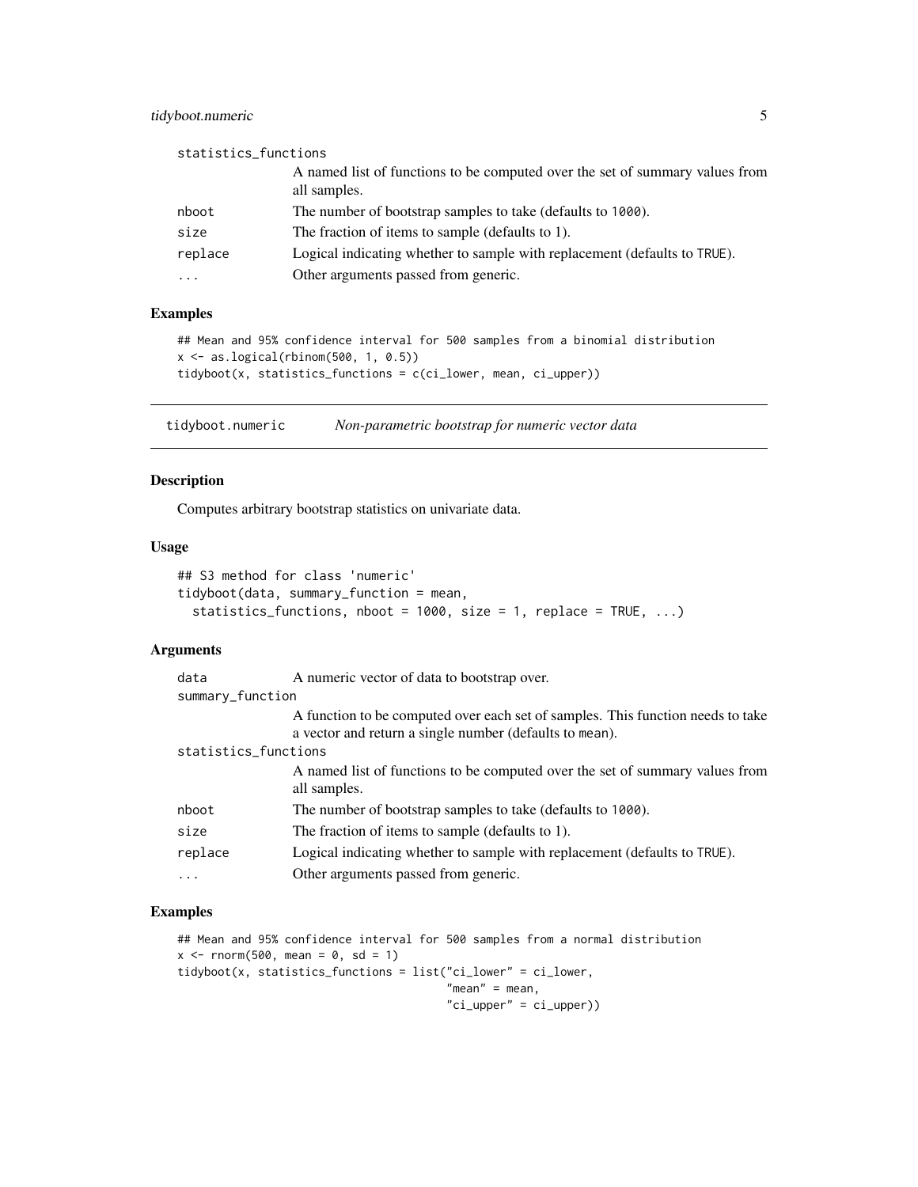| | |
|---|---|
| statistics_functions | A named list of functions to be computed over the set of summary values from all samples. |
| nboot | The number of bootstrap samples to take (defaults to 1000). |
| size | The fraction of items to sample (defaults to 1). |
| replace | Logical indicating whether to sample with replacement (defaults to TRUE). |
| ... | Other arguments passed from generic. |

### Examples

```
## Mean and 95% confidence interval for 500 samples from a binomial distribution
x <- as.logical(rbinom(500, 1, 0.5))
tidyboot(x, statistics_functions = c(ci_lower, mean, ci_upper))
```

## tidyboot.numeric — *Non-parametric bootstrap for numeric vector data*

### Description

Computes arbitrary bootstrap statistics on univariate data.

### Usage

```
## S3 method for class 'numeric'
tidyboot(data, summary_function = mean,
  statistics_functions, nboot = 1000, size = 1, replace = TRUE, ...)
```

### Arguments

| | |
|---|---|
| data | A numeric vector of data to bootstrap over. |
| summary_function | A function to be computed over each set of samples. This function needs to take a vector and return a single number (defaults to mean). |
| statistics_functions | A named list of functions to be computed over the set of summary values from all samples. |
| nboot | The number of bootstrap samples to take (defaults to 1000). |
| size | The fraction of items to sample (defaults to 1). |
| replace | Logical indicating whether to sample with replacement (defaults to TRUE). |
| ... | Other arguments passed from generic. |

### Examples

```
## Mean and 95% confidence interval for 500 samples from a normal distribution
x <- rnorm(500, mean = 0, sd = 1)
tidyboot(x, statistics_functions = list("ci_lower" = ci_lower,
                                        "mean" = mean,
                                        "ci_upper" = ci_upper))
```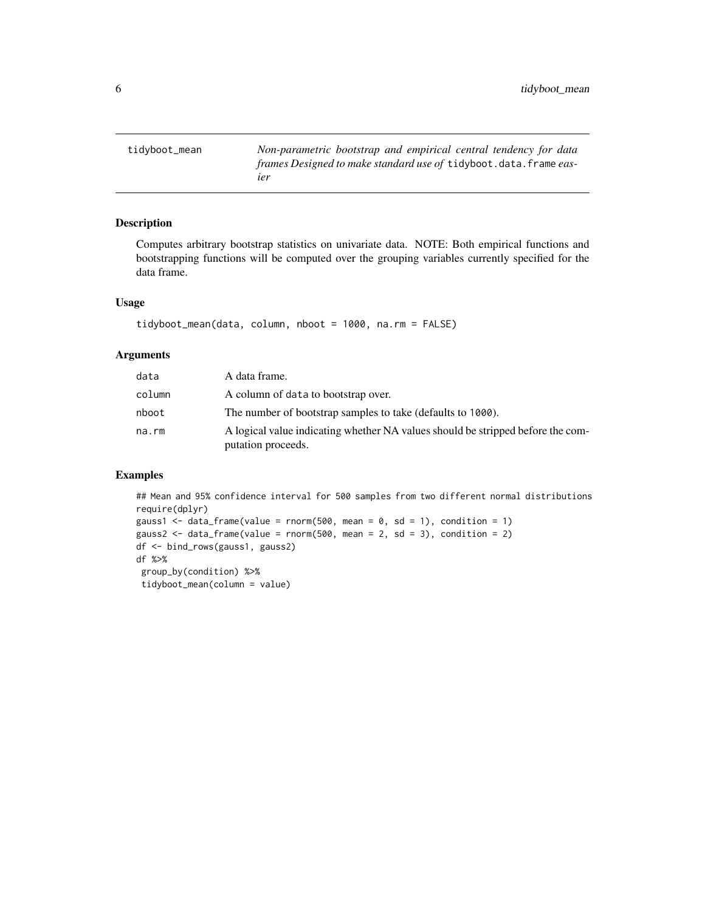tidyboot_mean — *Non-parametric bootstrap and empirical central tendency for data frames Designed to make standard use of* `tidyboot.data.frame` *easier*

## Description

Computes arbitrary bootstrap statistics on univariate data. NOTE: Both empirical functions and bootstrapping functions will be computed over the grouping variables currently specified for the data frame.

## Usage

```
tidyboot_mean(data, column, nboot = 1000, na.rm = FALSE)
```

## Arguments

| | |
|---|---|
| `data` | A data frame. |
| `column` | A column of `data` to bootstrap over. |
| `nboot` | The number of bootstrap samples to take (defaults to `1000`). |
| `na.rm` | A logical value indicating whether NA values should be stripped before the computation proceeds. |

## Examples

```
## Mean and 95% confidence interval for 500 samples from two different normal distributions
require(dplyr)
gauss1 <- data_frame(value = rnorm(500, mean = 0, sd = 1), condition = 1)
gauss2 <- data_frame(value = rnorm(500, mean = 2, sd = 3), condition = 2)
df <- bind_rows(gauss1, gauss2)
df %>%
 group_by(condition) %>%
 tidyboot_mean(column = value)
```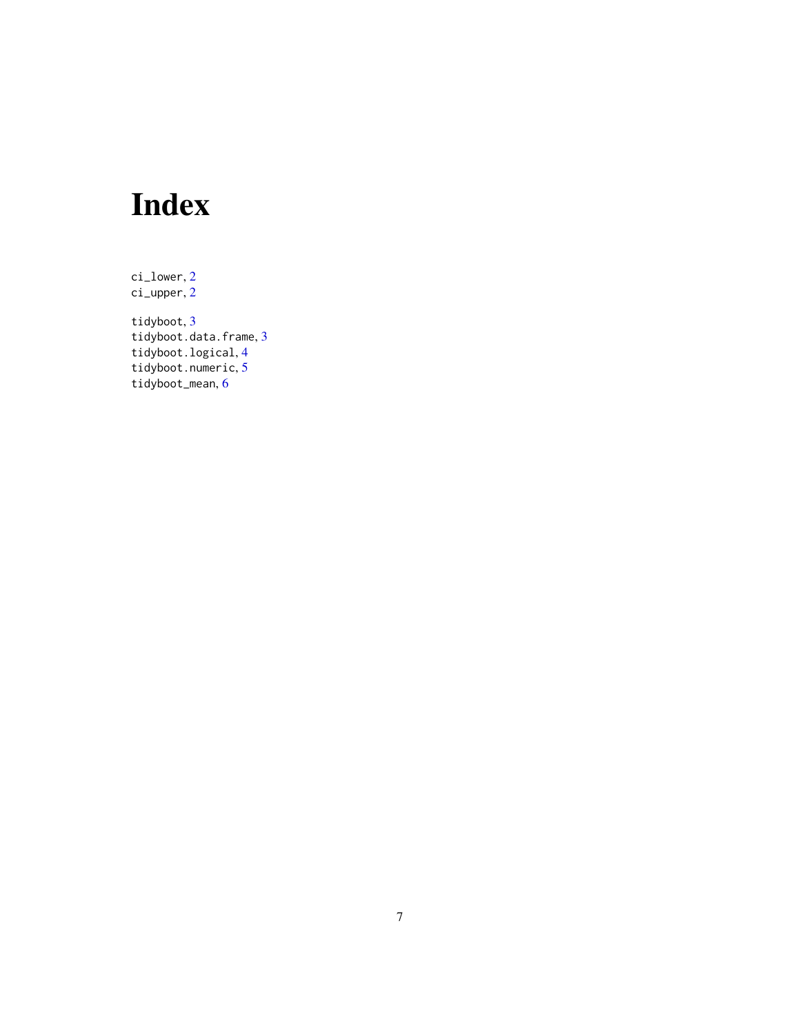# Index

ci_lower, 2
ci_upper, 2

tidyboot, 3
tidyboot.data.frame, 3
tidyboot.logical, 4
tidyboot.numeric, 5
tidyboot_mean, 6